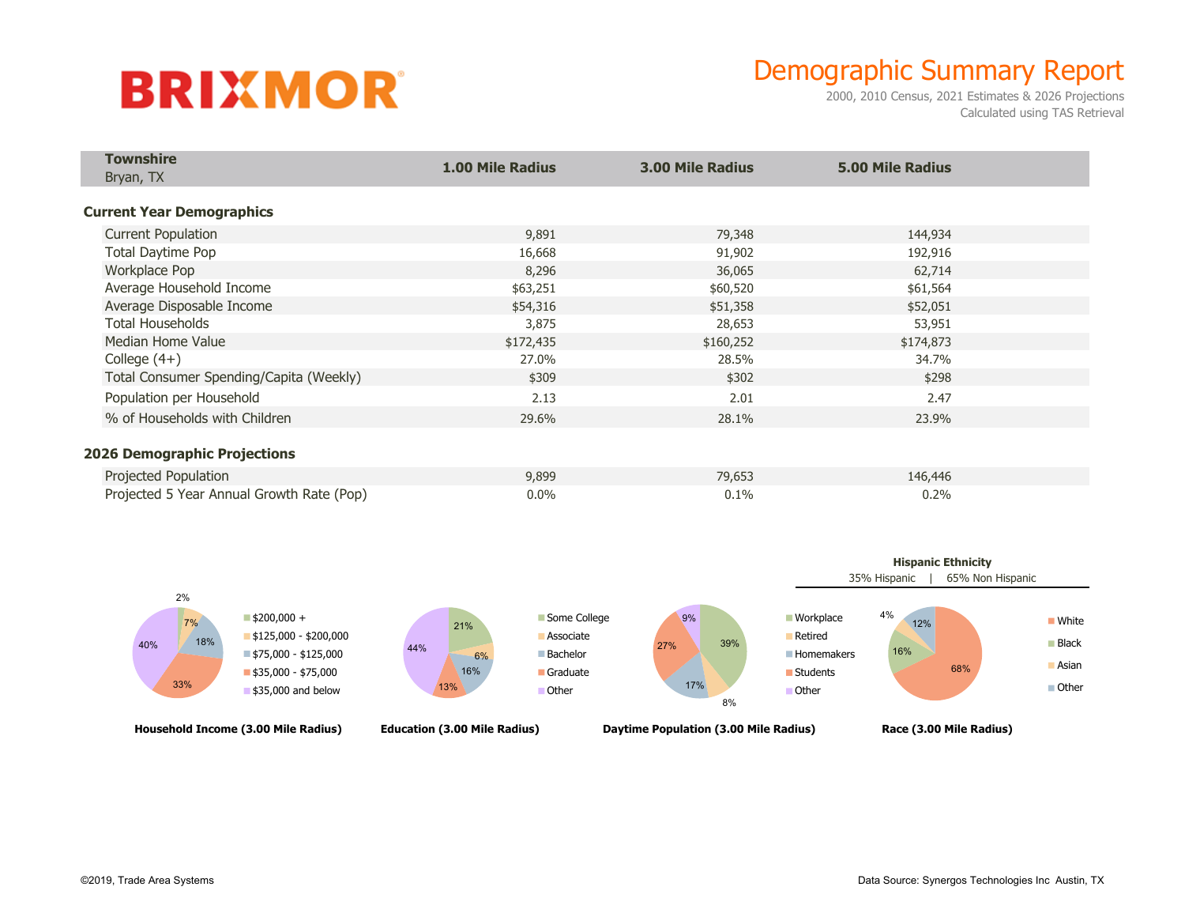# BRIXMOR

## Demographic Summary Report

2000, 2010 Census, 2021 Estimates & 2026 Projections
Calculated using TAS Retrieval

| **Townshire** Bryan, TX | **1.00 Mile Radius** | **3.00 Mile Radius** | **5.00 Mile Radius** |
|---|---|---|---|
| **Current Year Demographics** | | | |
| Current Population | 9,891 | 79,348 | 144,934 |
| Total Daytime Pop | 16,668 | 91,902 | 192,916 |
| Workplace Pop | 8,296 | 36,065 | 62,714 |
| Average Household Income | $63,251 | $60,520 | $61,564 |
| Average Disposable Income | $54,316 | $51,358 | $52,051 |
| Total Households | 3,875 | 28,653 | 53,951 |
| Median Home Value | $172,435 | $160,252 | $174,873 |
| College (4+) | 27.0% | 28.5% | 34.7% |
| Total Consumer Spending/Capita (Weekly) | $309 | $302 | $298 |
| Population per Household | 2.13 | 2.01 | 2.47 |
| % of Households with Children | 29.6% | 28.1% | 23.9% |
| **2026 Demographic Projections** | | | |
| Projected Population | 9,899 | 79,653 | 146,446 |
| Projected 5 Year Annual Growth Rate (Pop) | 0.0% | 0.1% | 0.2% |

**Household Income (3.00 Mile Radius)**

| Category | % |
|---|---|
| $200,000 + | 2% |
| $125,000 - $200,000 | 7% |
| $75,000 - $125,000 | 18% |
| $35,000 - $75,000 | 33% |
| $35,000 and below | 40% |

**Education (3.00 Mile Radius)**

| Category | % |
|---|---|
| Some College | 21% |
| Associate | 6% |
| Bachelor | 16% |
| Graduate | 13% |
| Other | 44% |

**Daytime Population (3.00 Mile Radius)**

| Category | % |
|---|---|
| Workplace | 39% |
| Retired | 8% |
| Homemakers | 17% |
| Students | 27% |
| Other | 9% |

**Hispanic Ethnicity**

35% Hispanic | 65% Non Hispanic

**Race (3.00 Mile Radius)**

| Category | % |
|---|---|
| White | 68% |
| Black | 16% |
| Asian | 4% |
| Other | 12% |

©2019, Trade Area Systems

Data Source: Synergos Technologies Inc Austin, TX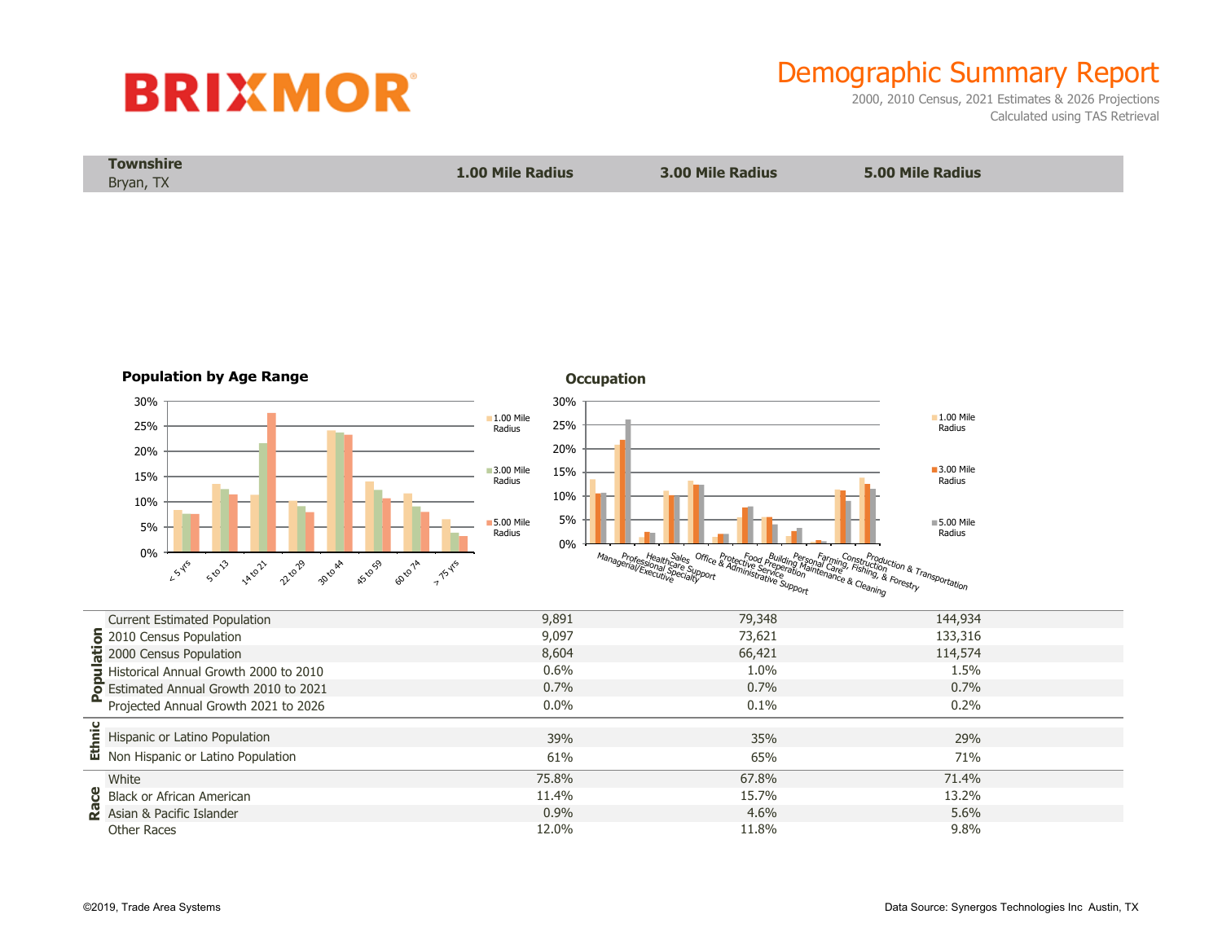# BRIXMOR

## Demographic Summary Report

2000, 2010 Census, 2021 Estimates & 2026 Projections
Calculated using TAS Retrieval

| Townshire Bryan, TX | 1.00 Mile Radius | 3.00 Mile Radius | 5.00 Mile Radius |
|---|---|---|---|

### Population by Age Range

30%
25%
20%
15%
10%
5%
0%

< 5 yrs, 5 to 13, 14 to 21, 22 to 29, 30 to 44, 45 to 59, 60 to 74, > 75 yrs

1.00 Mile Radius
3.00 Mile Radius
5.00 Mile Radius

### Occupation

30%
25%
20%
15%
10%
5%
0%

Managerial/Executive, Professional Specialty, Healthcare Support, Sales, Office & Administrative Support, Protective Service, Food Preperation, Building Maintenance & Cleaning, Personal Care, Farming, Fishing, & Forestry, Construction, Production & Transportation

1.00 Mile Radius
3.00 Mile Radius
5.00 Mile Radius

| | | 1.00 Mile Radius | 3.00 Mile Radius | 5.00 Mile Radius |
|---|---|---|---|---|
| Population | Current Estimated Population | 9,891 | 79,348 | 144,934 |
| | 2010 Census Population | 9,097 | 73,621 | 133,316 |
| | 2000 Census Population | 8,604 | 66,421 | 114,574 |
| | Historical Annual Growth 2000 to 2010 | 0.6% | 1.0% | 1.5% |
| | Estimated Annual Growth 2010 to 2021 | 0.7% | 0.7% | 0.7% |
| | Projected Annual Growth 2021 to 2026 | 0.0% | 0.1% | 0.2% |
| Ethnic | Hispanic or Latino Population | 39% | 35% | 29% |
| | Non Hispanic or Latino Population | 61% | 65% | 71% |
| Race | White | 75.8% | 67.8% | 71.4% |
| | Black or African American | 11.4% | 15.7% | 13.2% |
| | Asian & Pacific Islander | 0.9% | 4.6% | 5.6% |
| | Other Races | 12.0% | 11.8% | 9.8% |

©2019, Trade Area Systems

Data Source: Synergos Technologies Inc Austin, TX